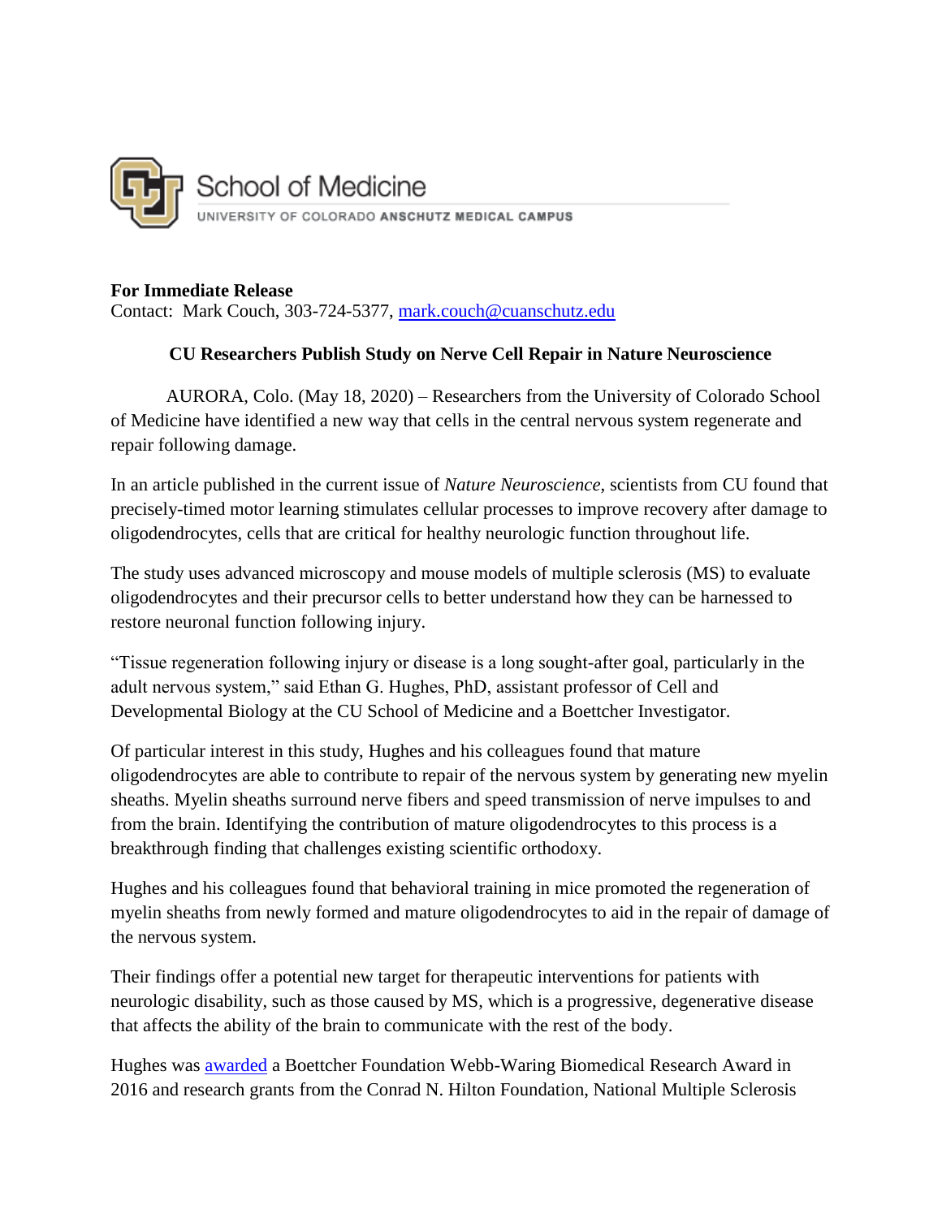School of Medicine
UNIVERSITY OF COLORADO **ANSCHUTZ MEDICAL CAMPUS**

**For Immediate Release**
Contact: Mark Couch, 303-724-5377, mark.couch@cuanschutz.edu

**CU Researchers Publish Study on Nerve Cell Repair in Nature Neuroscience**

AURORA, Colo. (May 18, 2020) – Researchers from the University of Colorado School of Medicine have identified a new way that cells in the central nervous system regenerate and repair following damage.

In an article published in the current issue of *Nature Neuroscience*, scientists from CU found that precisely-timed motor learning stimulates cellular processes to improve recovery after damage to oligodendrocytes, cells that are critical for healthy neurologic function throughout life.

The study uses advanced microscopy and mouse models of multiple sclerosis (MS) to evaluate oligodendrocytes and their precursor cells to better understand how they can be harnessed to restore neuronal function following injury.

"Tissue regeneration following injury or disease is a long sought-after goal, particularly in the adult nervous system," said Ethan G. Hughes, PhD, assistant professor of Cell and Developmental Biology at the CU School of Medicine and a Boettcher Investigator.

Of particular interest in this study, Hughes and his colleagues found that mature oligodendrocytes are able to contribute to repair of the nervous system by generating new myelin sheaths. Myelin sheaths surround nerve fibers and speed transmission of nerve impulses to and from the brain. Identifying the contribution of mature oligodendrocytes to this process is a breakthrough finding that challenges existing scientific orthodoxy.

Hughes and his colleagues found that behavioral training in mice promoted the regeneration of myelin sheaths from newly formed and mature oligodendrocytes to aid in the repair of damage of the nervous system.

Their findings offer a potential new target for therapeutic interventions for patients with neurologic disability, such as those caused by MS, which is a progressive, degenerative disease that affects the ability of the brain to communicate with the rest of the body.

Hughes was awarded a Boettcher Foundation Webb-Waring Biomedical Research Award in 2016 and research grants from the Conrad N. Hilton Foundation, National Multiple Sclerosis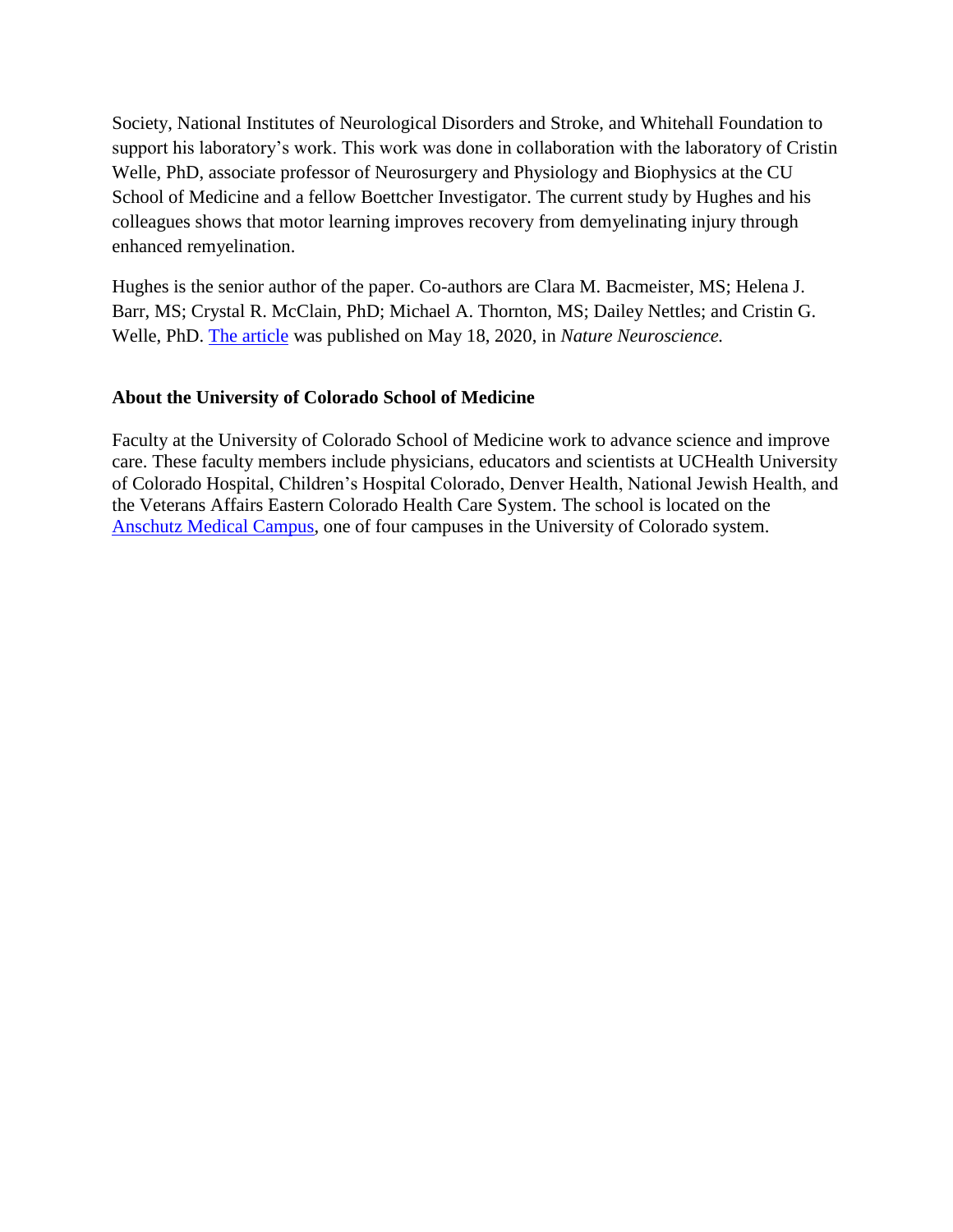Society, National Institutes of Neurological Disorders and Stroke, and Whitehall Foundation to support his laboratory's work. This work was done in collaboration with the laboratory of Cristin Welle, PhD, associate professor of Neurosurgery and Physiology and Biophysics at the CU School of Medicine and a fellow Boettcher Investigator. The current study by Hughes and his colleagues shows that motor learning improves recovery from demyelinating injury through enhanced remyelination.

Hughes is the senior author of the paper. Co-authors are Clara M. Bacmeister, MS; Helena J. Barr, MS; Crystal R. McClain, PhD; Michael A. Thornton, MS; Dailey Nettles; and Cristin G. Welle, PhD. The article was published on May 18, 2020, in *Nature Neuroscience.*

**About the University of Colorado School of Medicine**

Faculty at the University of Colorado School of Medicine work to advance science and improve care. These faculty members include physicians, educators and scientists at UCHealth University of Colorado Hospital, Children's Hospital Colorado, Denver Health, National Jewish Health, and the Veterans Affairs Eastern Colorado Health Care System. The school is located on the Anschutz Medical Campus, one of four campuses in the University of Colorado system.